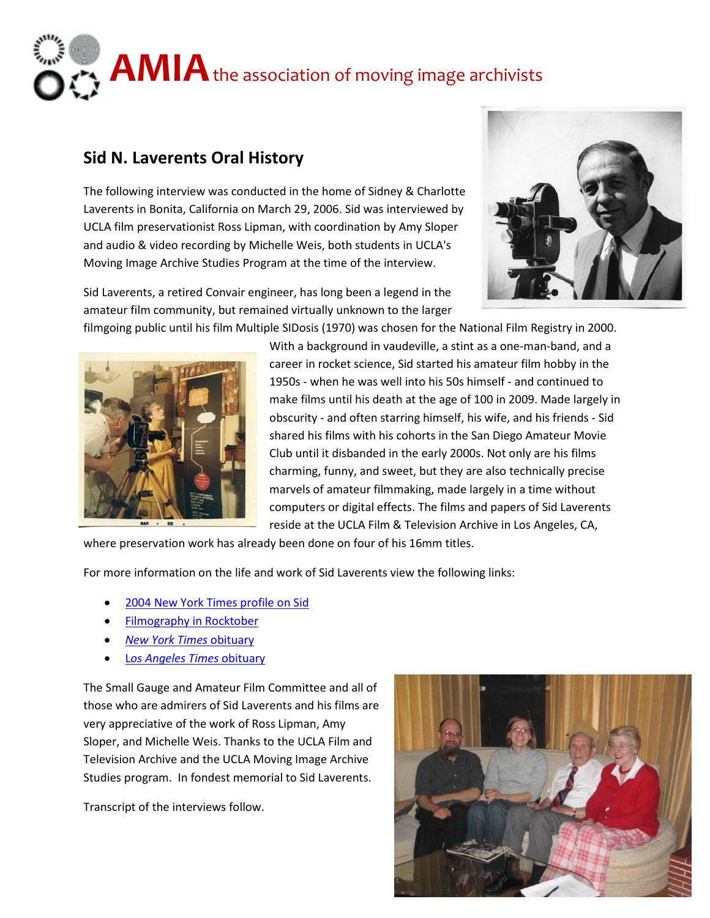# AMIA the association of moving image archivists

## Sid N. Laverents Oral History

The following interview was conducted in the home of Sidney & Charlotte Laverents in Bonita, California on March 29, 2006. Sid was interviewed by UCLA film preservationist Ross Lipman, with coordination by Amy Sloper and audio & video recording by Michelle Weis, both students in UCLA's Moving Image Archive Studies Program at the time of the interview.

Sid Laverents, a retired Convair engineer, has long been a legend in the amateur film community, but remained virtually unknown to the larger filmgoing public until his film Multiple SIDosis (1970) was chosen for the National Film Registry in 2000. With a background in vaudeville, a stint as a one-man-band, and a career in rocket science, Sid started his amateur film hobby in the 1950s - when he was well into his 50s himself - and continued to make films until his death at the age of 100 in 2009. Made largely in obscurity - and often starring himself, his wife, and his friends - Sid shared his films with his cohorts in the San Diego Amateur Movie Club until it disbanded in the early 2000s. Not only are his films charming, funny, and sweet, but they are also technically precise marvels of amateur filmmaking, made largely in a time without computers or digital effects. The films and papers of Sid Laverents reside at the UCLA Film & Television Archive in Los Angeles, CA, where preservation work has already been done on four of his 16mm titles.

For more information on the life and work of Sid Laverents view the following links:

- 2004 New York Times profile on Sid
- Filmography in Rocktober
- *New York Times* obituary
- *Los Angeles Times* obituary

The Small Gauge and Amateur Film Committee and all of those who are admirers of Sid Laverents and his films are very appreciative of the work of Ross Lipman, Amy Sloper, and Michelle Weis. Thanks to the UCLA Film and Television Archive and the UCLA Moving Image Archive Studies program. In fondest memorial to Sid Laverents.

Transcript of the interviews follow.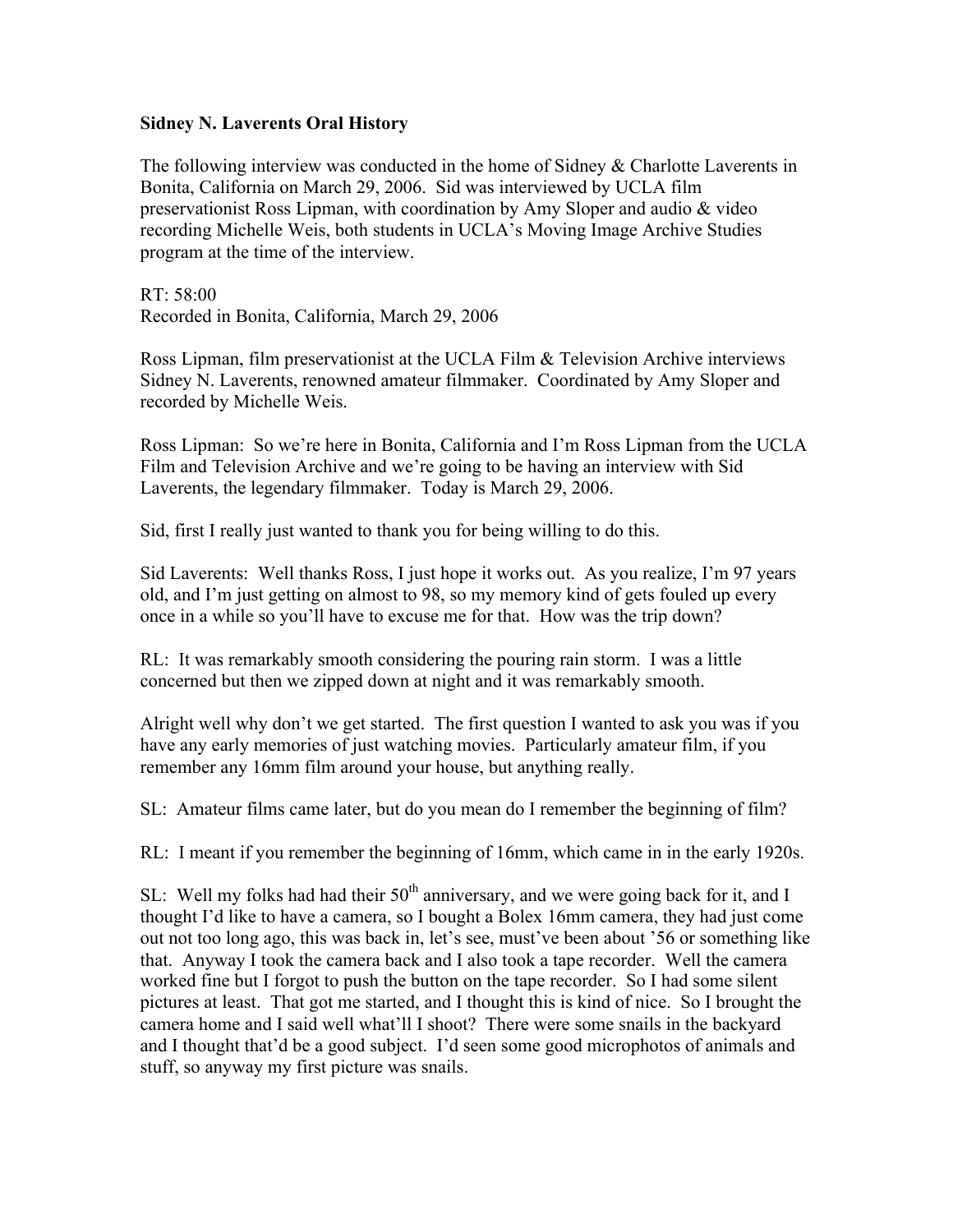**Sidney N. Laverents Oral History**

The following interview was conducted in the home of Sidney & Charlotte Laverents in Bonita, California on March 29, 2006. Sid was interviewed by UCLA film preservationist Ross Lipman, with coordination by Amy Sloper and audio & video recording Michelle Weis, both students in UCLA's Moving Image Archive Studies program at the time of the interview.

RT: 58:00
Recorded in Bonita, California, March 29, 2006

Ross Lipman, film preservationist at the UCLA Film & Television Archive interviews Sidney N. Laverents, renowned amateur filmmaker. Coordinated by Amy Sloper and recorded by Michelle Weis.

Ross Lipman: So we're here in Bonita, California and I'm Ross Lipman from the UCLA Film and Television Archive and we're going to be having an interview with Sid Laverents, the legendary filmmaker. Today is March 29, 2006.

Sid, first I really just wanted to thank you for being willing to do this.

Sid Laverents: Well thanks Ross, I just hope it works out. As you realize, I'm 97 years old, and I'm just getting on almost to 98, so my memory kind of gets fouled up every once in a while so you'll have to excuse me for that. How was the trip down?

RL: It was remarkably smooth considering the pouring rain storm. I was a little concerned but then we zipped down at night and it was remarkably smooth.

Alright well why don't we get started. The first question I wanted to ask you was if you have any early memories of just watching movies. Particularly amateur film, if you remember any 16mm film around your house, but anything really.

SL: Amateur films came later, but do you mean do I remember the beginning of film?

RL: I meant if you remember the beginning of 16mm, which came in in the early 1920s.

SL: Well my folks had had their 50th anniversary, and we were going back for it, and I thought I'd like to have a camera, so I bought a Bolex 16mm camera, they had just come out not too long ago, this was back in, let's see, must've been about '56 or something like that. Anyway I took the camera back and I also took a tape recorder. Well the camera worked fine but I forgot to push the button on the tape recorder. So I had some silent pictures at least. That got me started, and I thought this is kind of nice. So I brought the camera home and I said well what'll I shoot? There were some snails in the backyard and I thought that'd be a good subject. I'd seen some good microphotos of animals and stuff, so anyway my first picture was snails.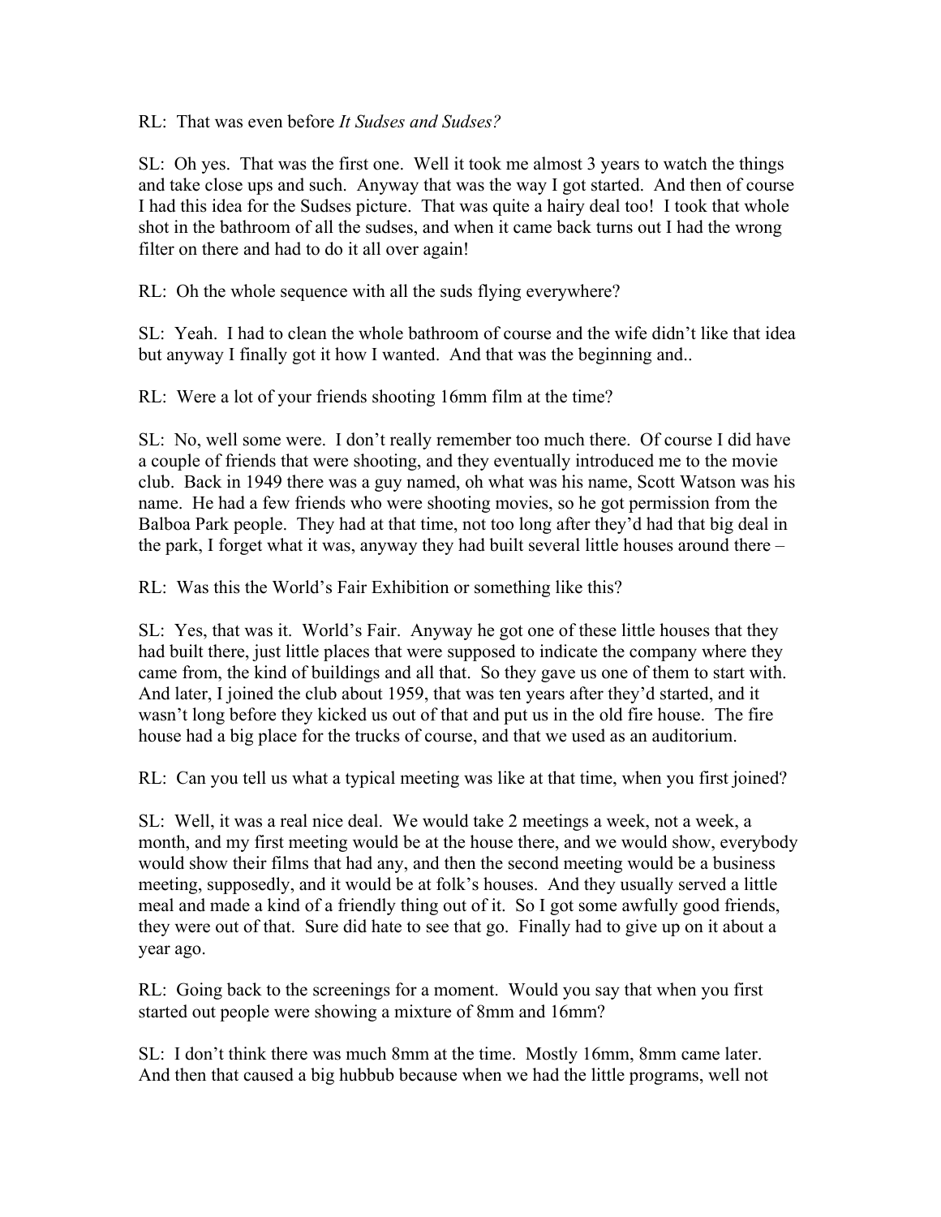RL: That was even before *It Sudses and Sudses?*

SL: Oh yes. That was the first one. Well it took me almost 3 years to watch the things and take close ups and such. Anyway that was the way I got started. And then of course I had this idea for the Sudses picture. That was quite a hairy deal too! I took that whole shot in the bathroom of all the sudses, and when it came back turns out I had the wrong filter on there and had to do it all over again!

RL: Oh the whole sequence with all the suds flying everywhere?

SL: Yeah. I had to clean the whole bathroom of course and the wife didn't like that idea but anyway I finally got it how I wanted. And that was the beginning and..

RL: Were a lot of your friends shooting 16mm film at the time?

SL: No, well some were. I don't really remember too much there. Of course I did have a couple of friends that were shooting, and they eventually introduced me to the movie club. Back in 1949 there was a guy named, oh what was his name, Scott Watson was his name. He had a few friends who were shooting movies, so he got permission from the Balboa Park people. They had at that time, not too long after they'd had that big deal in the park, I forget what it was, anyway they had built several little houses around there –

RL: Was this the World's Fair Exhibition or something like this?

SL: Yes, that was it. World's Fair. Anyway he got one of these little houses that they had built there, just little places that were supposed to indicate the company where they came from, the kind of buildings and all that. So they gave us one of them to start with. And later, I joined the club about 1959, that was ten years after they'd started, and it wasn't long before they kicked us out of that and put us in the old fire house. The fire house had a big place for the trucks of course, and that we used as an auditorium.

RL: Can you tell us what a typical meeting was like at that time, when you first joined?

SL: Well, it was a real nice deal. We would take 2 meetings a week, not a week, a month, and my first meeting would be at the house there, and we would show, everybody would show their films that had any, and then the second meeting would be a business meeting, supposedly, and it would be at folk's houses. And they usually served a little meal and made a kind of a friendly thing out of it. So I got some awfully good friends, they were out of that. Sure did hate to see that go. Finally had to give up on it about a year ago.

RL: Going back to the screenings for a moment. Would you say that when you first started out people were showing a mixture of 8mm and 16mm?

SL: I don't think there was much 8mm at the time. Mostly 16mm, 8mm came later. And then that caused a big hubbub because when we had the little programs, well not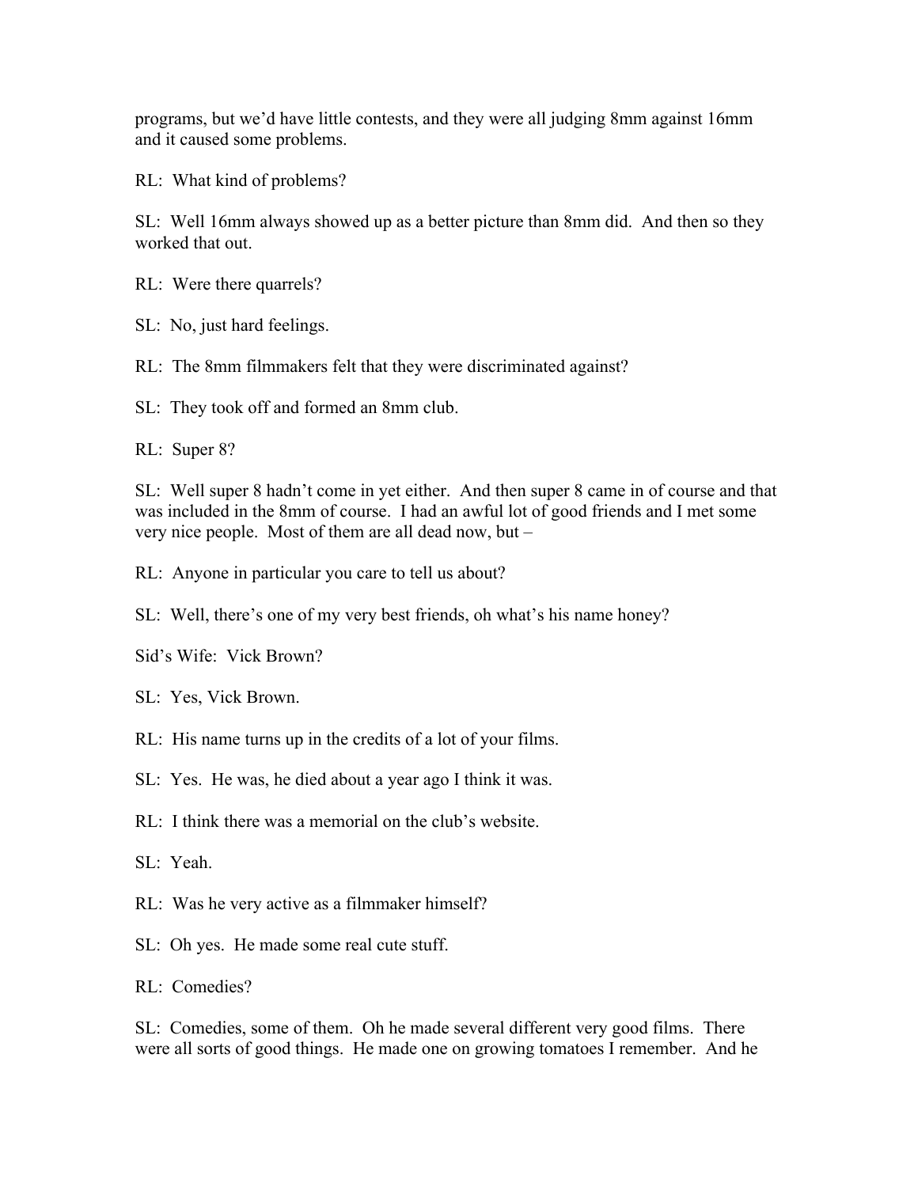programs, but we'd have little contests, and they were all judging 8mm against 16mm and it caused some problems.

RL: What kind of problems?

SL: Well 16mm always showed up as a better picture than 8mm did. And then so they worked that out.

RL: Were there quarrels?

SL: No, just hard feelings.

RL: The 8mm filmmakers felt that they were discriminated against?

SL: They took off and formed an 8mm club.

RL: Super 8?

SL: Well super 8 hadn't come in yet either. And then super 8 came in of course and that was included in the 8mm of course. I had an awful lot of good friends and I met some very nice people. Most of them are all dead now, but –

RL: Anyone in particular you care to tell us about?

SL: Well, there's one of my very best friends, oh what's his name honey?

Sid's Wife: Vick Brown?

SL: Yes, Vick Brown.

RL: His name turns up in the credits of a lot of your films.

SL: Yes. He was, he died about a year ago I think it was.

RL: I think there was a memorial on the club's website.

SL: Yeah.

RL: Was he very active as a filmmaker himself?

SL: Oh yes. He made some real cute stuff.

RL: Comedies?

SL: Comedies, some of them. Oh he made several different very good films. There were all sorts of good things. He made one on growing tomatoes I remember. And he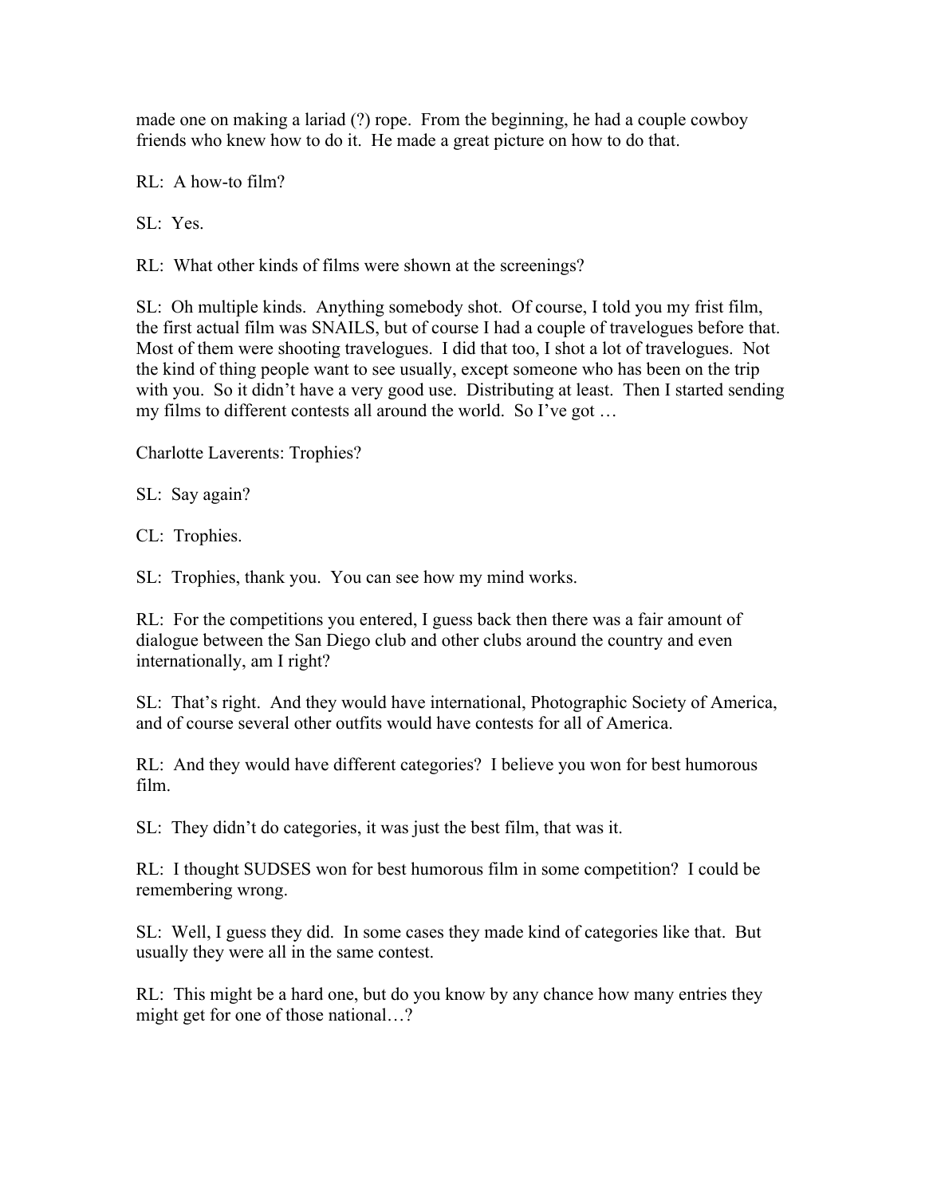made one on making a lariad (?) rope.  From the beginning, he had a couple cowboy friends who knew how to do it.  He made a great picture on how to do that.

RL:  A how-to film?

SL:  Yes.

RL:  What other kinds of films were shown at the screenings?

SL:  Oh multiple kinds.  Anything somebody shot.  Of course, I told you my frist film, the first actual film was SNAILS, but of course I had a couple of travelogues before that.  Most of them were shooting travelogues.  I did that too, I shot a lot of travelogues.  Not the kind of thing people want to see usually, except someone who has been on the trip with you.  So it didn't have a very good use.  Distributing at least.  Then I started sending my films to different contests all around the world.  So I've got …

Charlotte Laverents: Trophies?

SL:  Say again?

CL:  Trophies.

SL:  Trophies, thank you.  You can see how my mind works.

RL:  For the competitions you entered, I guess back then there was a fair amount of dialogue between the San Diego club and other clubs around the country and even internationally, am I right?

SL:  That's right.  And they would have international, Photographic Society of America, and of course several other outfits would have contests for all of America.

RL:  And they would have different categories?  I believe you won for best humorous film.

SL:  They didn't do categories, it was just the best film, that was it.

RL:  I thought SUDSES won for best humorous film in some competition?  I could be remembering wrong.

SL:  Well, I guess they did.  In some cases they made kind of categories like that.  But usually they were all in the same contest.

RL:  This might be a hard one, but do you know by any chance how many entries they might get for one of those national…?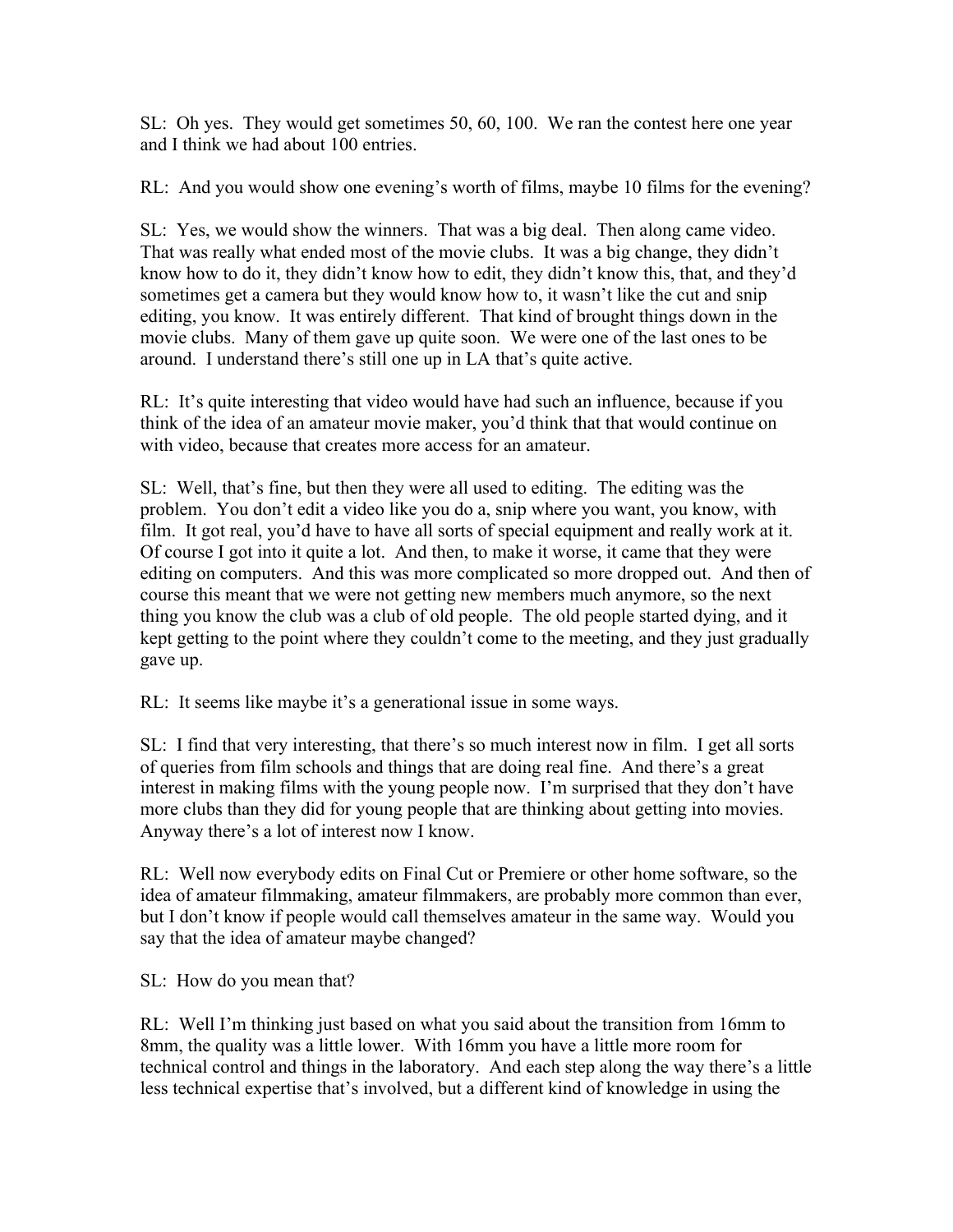SL: Oh yes. They would get sometimes 50, 60, 100. We ran the contest here one year and I think we had about 100 entries.

RL: And you would show one evening's worth of films, maybe 10 films for the evening?

SL: Yes, we would show the winners. That was a big deal. Then along came video. That was really what ended most of the movie clubs. It was a big change, they didn't know how to do it, they didn't know how to edit, they didn't know this, that, and they'd sometimes get a camera but they would know how to, it wasn't like the cut and snip editing, you know. It was entirely different. That kind of brought things down in the movie clubs. Many of them gave up quite soon. We were one of the last ones to be around. I understand there's still one up in LA that's quite active.

RL: It's quite interesting that video would have had such an influence, because if you think of the idea of an amateur movie maker, you'd think that that would continue on with video, because that creates more access for an amateur.

SL: Well, that's fine, but then they were all used to editing. The editing was the problem. You don't edit a video like you do a, snip where you want, you know, with film. It got real, you'd have to have all sorts of special equipment and really work at it. Of course I got into it quite a lot. And then, to make it worse, it came that they were editing on computers. And this was more complicated so more dropped out. And then of course this meant that we were not getting new members much anymore, so the next thing you know the club was a club of old people. The old people started dying, and it kept getting to the point where they couldn't come to the meeting, and they just gradually gave up.

RL: It seems like maybe it's a generational issue in some ways.

SL: I find that very interesting, that there's so much interest now in film. I get all sorts of queries from film schools and things that are doing real fine. And there's a great interest in making films with the young people now. I'm surprised that they don't have more clubs than they did for young people that are thinking about getting into movies. Anyway there's a lot of interest now I know.

RL: Well now everybody edits on Final Cut or Premiere or other home software, so the idea of amateur filmmaking, amateur filmmakers, are probably more common than ever, but I don't know if people would call themselves amateur in the same way. Would you say that the idea of amateur maybe changed?

SL: How do you mean that?

RL: Well I'm thinking just based on what you said about the transition from 16mm to 8mm, the quality was a little lower. With 16mm you have a little more room for technical control and things in the laboratory. And each step along the way there's a little less technical expertise that's involved, but a different kind of knowledge in using the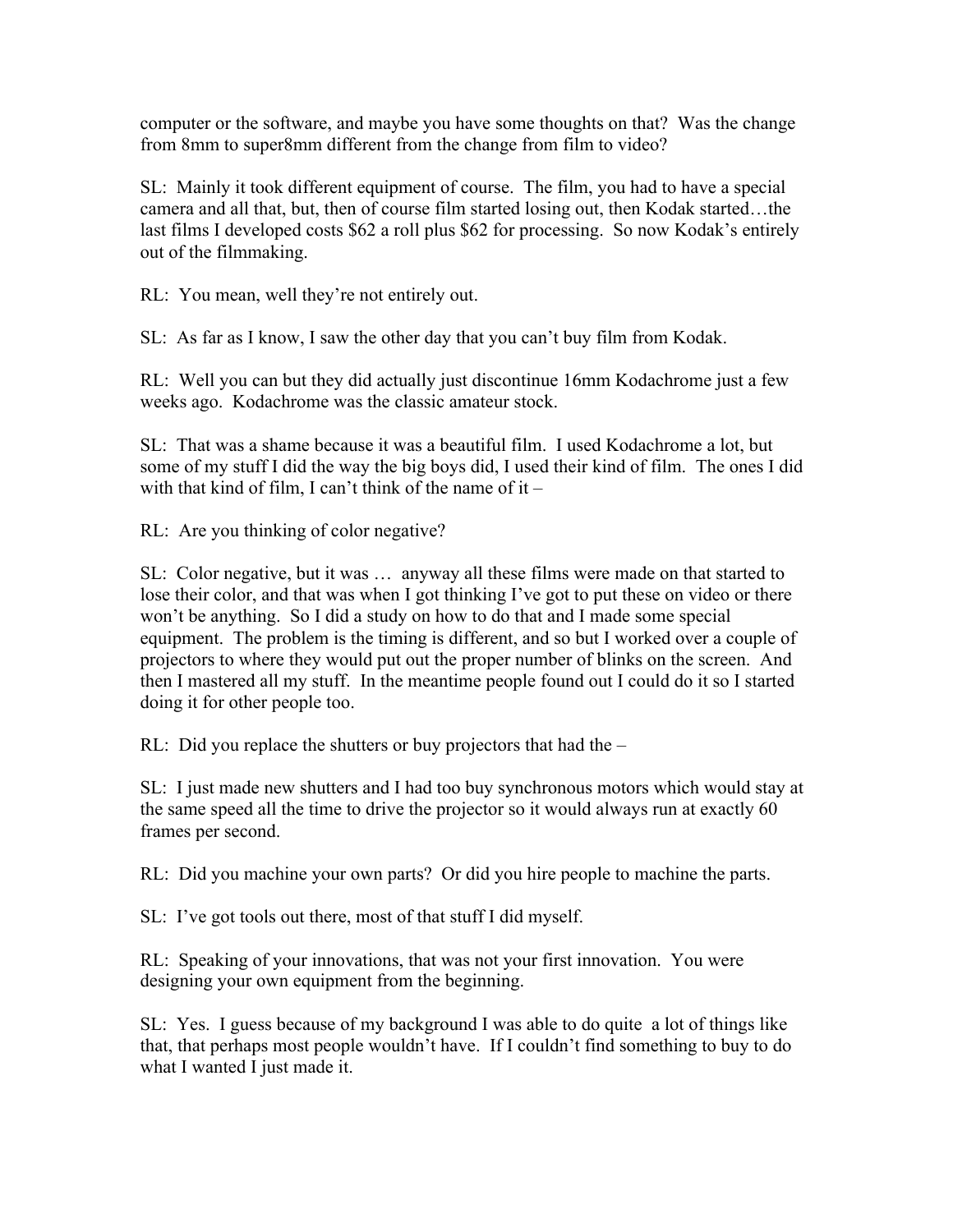computer or the software, and maybe you have some thoughts on that? Was the change from 8mm to super8mm different from the change from film to video?

SL: Mainly it took different equipment of course. The film, you had to have a special camera and all that, but, then of course film started losing out, then Kodak started…the last films I developed costs $62 a roll plus $62 for processing. So now Kodak's entirely out of the filmmaking.

RL: You mean, well they're not entirely out.

SL: As far as I know, I saw the other day that you can't buy film from Kodak.

RL: Well you can but they did actually just discontinue 16mm Kodachrome just a few weeks ago. Kodachrome was the classic amateur stock.

SL: That was a shame because it was a beautiful film. I used Kodachrome a lot, but some of my stuff I did the way the big boys did, I used their kind of film. The ones I did with that kind of film, I can't think of the name of it –

RL: Are you thinking of color negative?

SL: Color negative, but it was … anyway all these films were made on that started to lose their color, and that was when I got thinking I've got to put these on video or there won't be anything. So I did a study on how to do that and I made some special equipment. The problem is the timing is different, and so but I worked over a couple of projectors to where they would put out the proper number of blinks on the screen. And then I mastered all my stuff. In the meantime people found out I could do it so I started doing it for other people too.

RL: Did you replace the shutters or buy projectors that had the –

SL: I just made new shutters and I had too buy synchronous motors which would stay at the same speed all the time to drive the projector so it would always run at exactly 60 frames per second.

RL: Did you machine your own parts? Or did you hire people to machine the parts.

SL: I've got tools out there, most of that stuff I did myself.

RL: Speaking of your innovations, that was not your first innovation. You were designing your own equipment from the beginning.

SL: Yes. I guess because of my background I was able to do quite a lot of things like that, that perhaps most people wouldn't have. If I couldn't find something to buy to do what I wanted I just made it.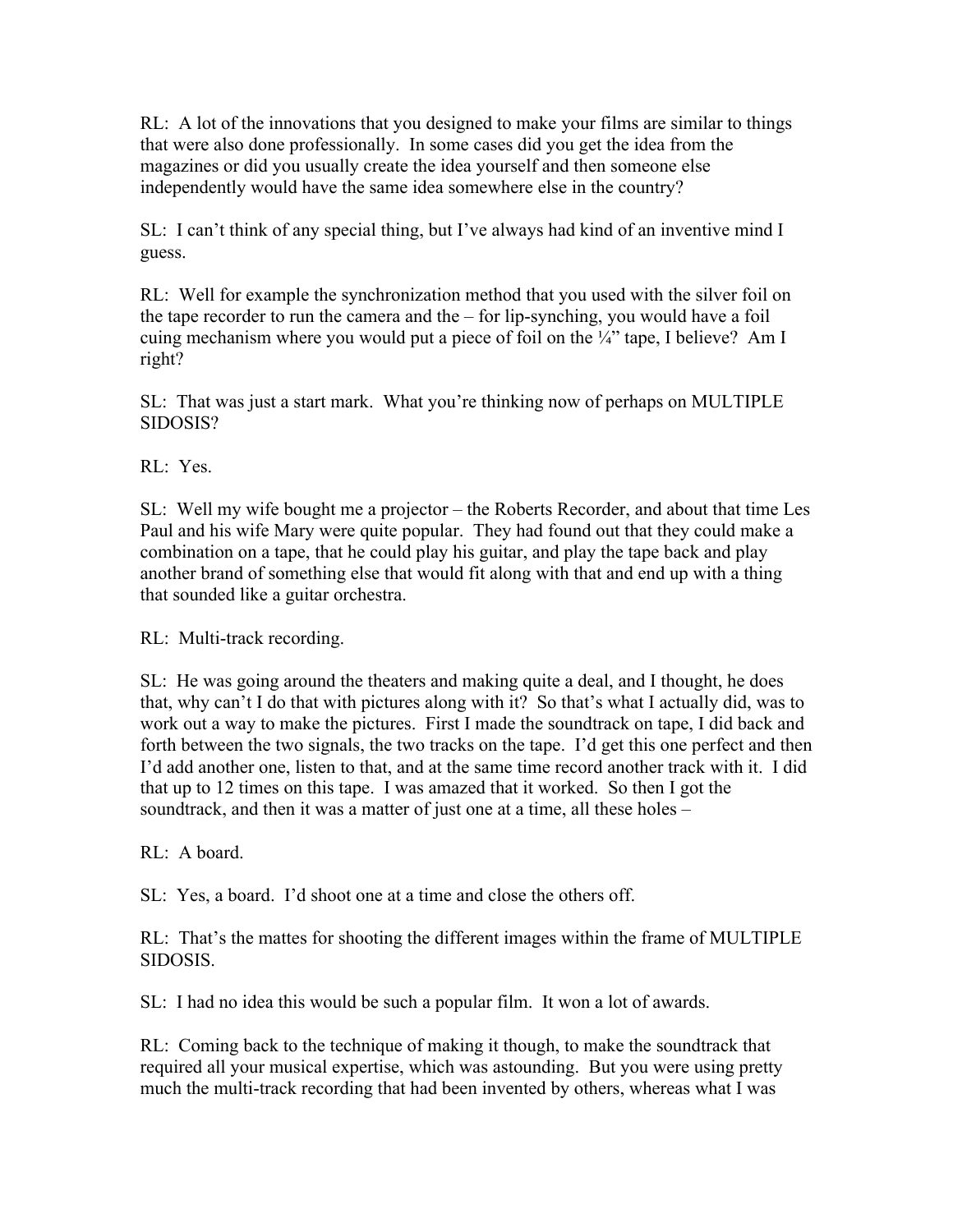RL: A lot of the innovations that you designed to make your films are similar to things that were also done professionally. In some cases did you get the idea from the magazines or did you usually create the idea yourself and then someone else independently would have the same idea somewhere else in the country?

SL: I can't think of any special thing, but I've always had kind of an inventive mind I guess.

RL: Well for example the synchronization method that you used with the silver foil on the tape recorder to run the camera and the – for lip-synching, you would have a foil cuing mechanism where you would put a piece of foil on the ¼" tape, I believe? Am I right?

SL: That was just a start mark. What you're thinking now of perhaps on MULTIPLE SIDOSIS?

RL: Yes.

SL: Well my wife bought me a projector – the Roberts Recorder, and about that time Les Paul and his wife Mary were quite popular. They had found out that they could make a combination on a tape, that he could play his guitar, and play the tape back and play another brand of something else that would fit along with that and end up with a thing that sounded like a guitar orchestra.

RL: Multi-track recording.

SL: He was going around the theaters and making quite a deal, and I thought, he does that, why can't I do that with pictures along with it? So that's what I actually did, was to work out a way to make the pictures. First I made the soundtrack on tape, I did back and forth between the two signals, the two tracks on the tape. I'd get this one perfect and then I'd add another one, listen to that, and at the same time record another track with it. I did that up to 12 times on this tape. I was amazed that it worked. So then I got the soundtrack, and then it was a matter of just one at a time, all these holes –

RL: A board.

SL: Yes, a board. I'd shoot one at a time and close the others off.

RL: That's the mattes for shooting the different images within the frame of MULTIPLE SIDOSIS.

SL: I had no idea this would be such a popular film. It won a lot of awards.

RL: Coming back to the technique of making it though, to make the soundtrack that required all your musical expertise, which was astounding. But you were using pretty much the multi-track recording that had been invented by others, whereas what I was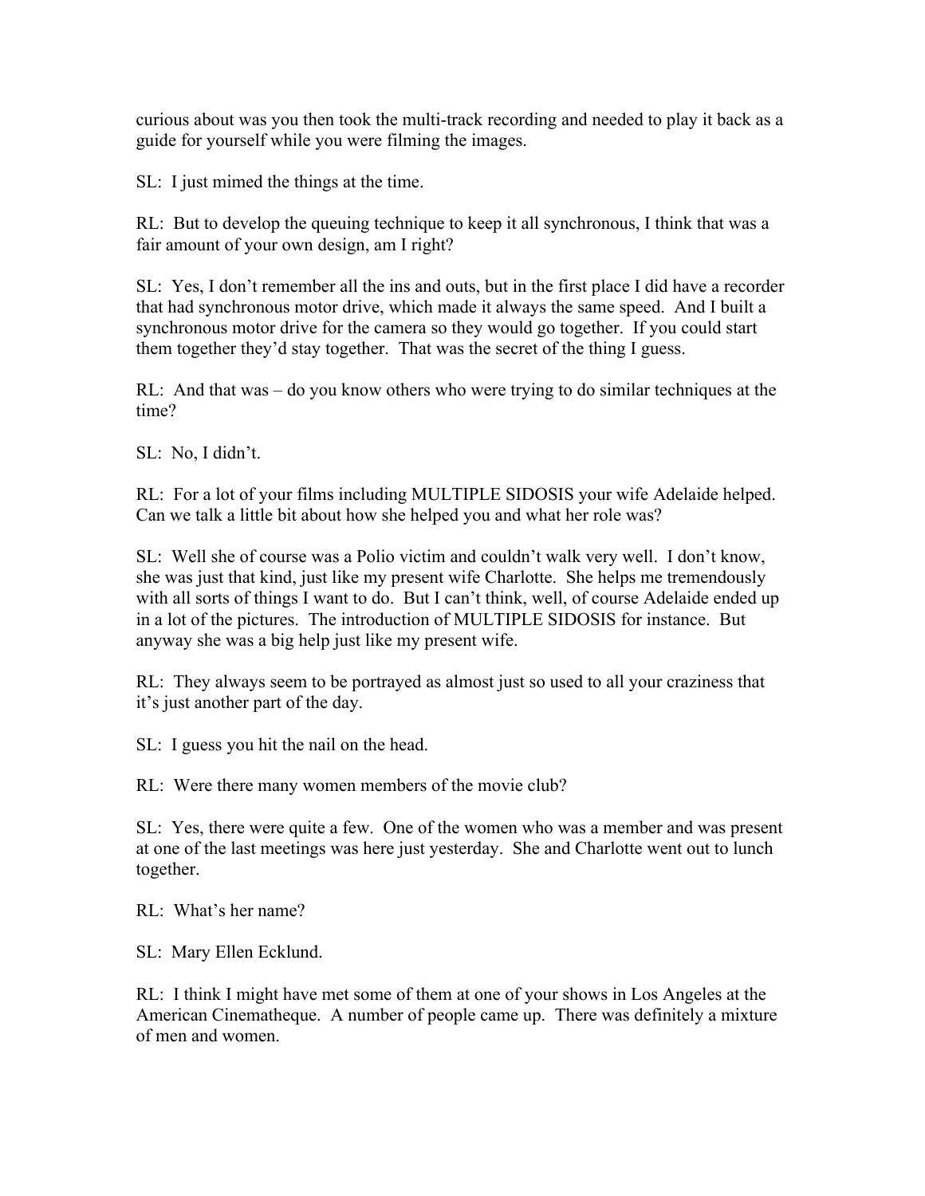curious about was you then took the multi-track recording and needed to play it back as a guide for yourself while you were filming the images.

SL: I just mimed the things at the time.

RL: But to develop the queuing technique to keep it all synchronous, I think that was a fair amount of your own design, am I right?

SL: Yes, I don't remember all the ins and outs, but in the first place I did have a recorder that had synchronous motor drive, which made it always the same speed. And I built a synchronous motor drive for the camera so they would go together. If you could start them together they'd stay together. That was the secret of the thing I guess.

RL: And that was – do you know others who were trying to do similar techniques at the time?

SL: No, I didn't.

RL: For a lot of your films including MULTIPLE SIDOSIS your wife Adelaide helped. Can we talk a little bit about how she helped you and what her role was?

SL: Well she of course was a Polio victim and couldn't walk very well. I don't know, she was just that kind, just like my present wife Charlotte. She helps me tremendously with all sorts of things I want to do. But I can't think, well, of course Adelaide ended up in a lot of the pictures. The introduction of MULTIPLE SIDOSIS for instance. But anyway she was a big help just like my present wife.

RL: They always seem to be portrayed as almost just so used to all your craziness that it's just another part of the day.

SL: I guess you hit the nail on the head.

RL: Were there many women members of the movie club?

SL: Yes, there were quite a few. One of the women who was a member and was present at one of the last meetings was here just yesterday. She and Charlotte went out to lunch together.

RL: What's her name?

SL: Mary Ellen Ecklund.

RL: I think I might have met some of them at one of your shows in Los Angeles at the American Cinematheque. A number of people came up. There was definitely a mixture of men and women.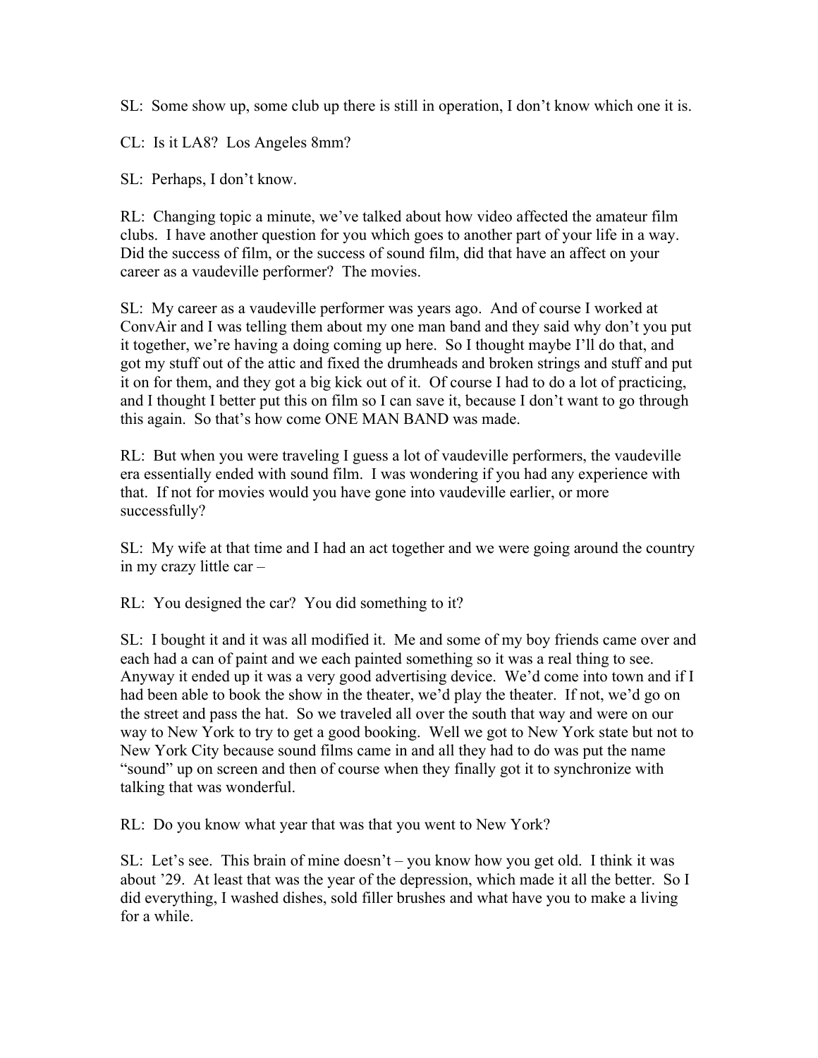SL: Some show up, some club up there is still in operation, I don't know which one it is.

CL: Is it LA8? Los Angeles 8mm?

SL: Perhaps, I don't know.

RL: Changing topic a minute, we've talked about how video affected the amateur film clubs. I have another question for you which goes to another part of your life in a way. Did the success of film, or the success of sound film, did that have an affect on your career as a vaudeville performer? The movies.

SL: My career as a vaudeville performer was years ago. And of course I worked at ConvAir and I was telling them about my one man band and they said why don't you put it together, we're having a doing coming up here. So I thought maybe I'll do that, and got my stuff out of the attic and fixed the drumheads and broken strings and stuff and put it on for them, and they got a big kick out of it. Of course I had to do a lot of practicing, and I thought I better put this on film so I can save it, because I don't want to go through this again. So that's how come ONE MAN BAND was made.

RL: But when you were traveling I guess a lot of vaudeville performers, the vaudeville era essentially ended with sound film. I was wondering if you had any experience with that. If not for movies would you have gone into vaudeville earlier, or more successfully?

SL: My wife at that time and I had an act together and we were going around the country in my crazy little car –

RL: You designed the car? You did something to it?

SL: I bought it and it was all modified it. Me and some of my boy friends came over and each had a can of paint and we each painted something so it was a real thing to see. Anyway it ended up it was a very good advertising device. We'd come into town and if I had been able to book the show in the theater, we'd play the theater. If not, we'd go on the street and pass the hat. So we traveled all over the south that way and were on our way to New York to try to get a good booking. Well we got to New York state but not to New York City because sound films came in and all they had to do was put the name "sound" up on screen and then of course when they finally got it to synchronize with talking that was wonderful.

RL: Do you know what year that was that you went to New York?

SL: Let's see. This brain of mine doesn't – you know how you get old. I think it was about '29. At least that was the year of the depression, which made it all the better. So I did everything, I washed dishes, sold filler brushes and what have you to make a living for a while.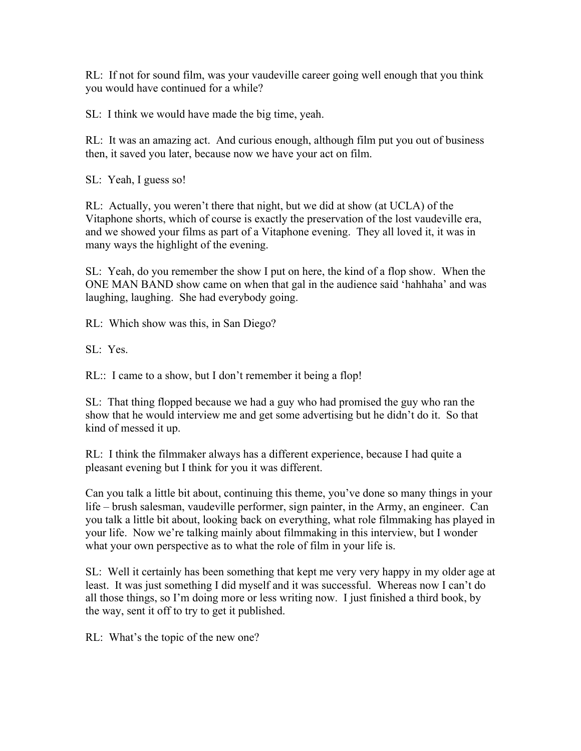RL: If not for sound film, was your vaudeville career going well enough that you think you would have continued for a while?

SL: I think we would have made the big time, yeah.

RL: It was an amazing act. And curious enough, although film put you out of business then, it saved you later, because now we have your act on film.

SL: Yeah, I guess so!

RL: Actually, you weren't there that night, but we did at show (at UCLA) of the Vitaphone shorts, which of course is exactly the preservation of the lost vaudeville era, and we showed your films as part of a Vitaphone evening. They all loved it, it was in many ways the highlight of the evening.

SL: Yeah, do you remember the show I put on here, the kind of a flop show. When the ONE MAN BAND show came on when that gal in the audience said 'hahhaha' and was laughing, laughing. She had everybody going.

RL: Which show was this, in San Diego?

SL: Yes.

RL:: I came to a show, but I don't remember it being a flop!

SL: That thing flopped because we had a guy who had promised the guy who ran the show that he would interview me and get some advertising but he didn't do it. So that kind of messed it up.

RL: I think the filmmaker always has a different experience, because I had quite a pleasant evening but I think for you it was different.

Can you talk a little bit about, continuing this theme, you've done so many things in your life – brush salesman, vaudeville performer, sign painter, in the Army, an engineer. Can you talk a little bit about, looking back on everything, what role filmmaking has played in your life. Now we're talking mainly about filmmaking in this interview, but I wonder what your own perspective as to what the role of film in your life is.

SL: Well it certainly has been something that kept me very very happy in my older age at least. It was just something I did myself and it was successful. Whereas now I can't do all those things, so I'm doing more or less writing now. I just finished a third book, by the way, sent it off to try to get it published.

RL: What's the topic of the new one?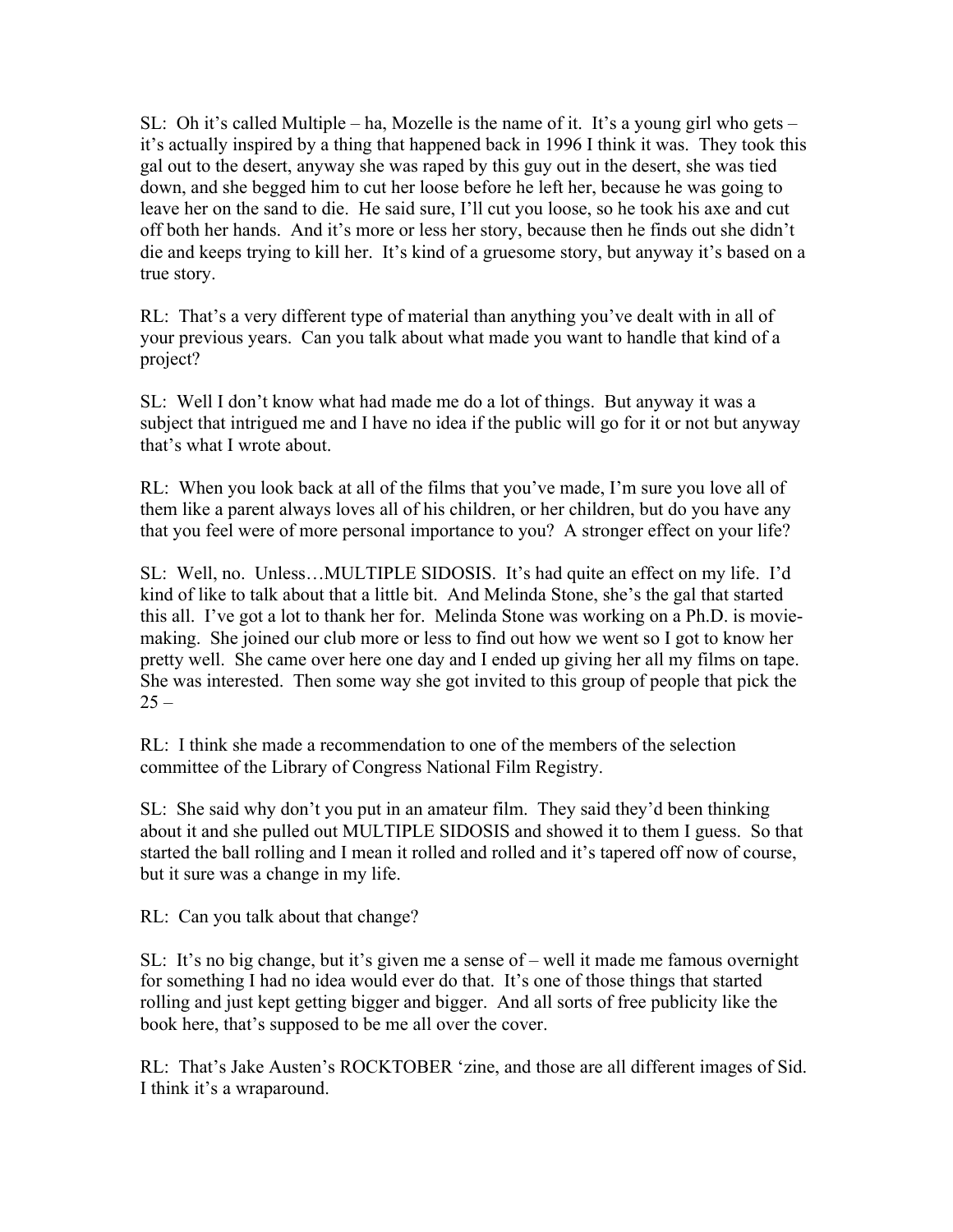SL: Oh it's called Multiple – ha, Mozelle is the name of it. It's a young girl who gets – it's actually inspired by a thing that happened back in 1996 I think it was. They took this gal out to the desert, anyway she was raped by this guy out in the desert, she was tied down, and she begged him to cut her loose before he left her, because he was going to leave her on the sand to die. He said sure, I'll cut you loose, so he took his axe and cut off both her hands. And it's more or less her story, because then he finds out she didn't die and keeps trying to kill her. It's kind of a gruesome story, but anyway it's based on a true story.

RL: That's a very different type of material than anything you've dealt with in all of your previous years. Can you talk about what made you want to handle that kind of a project?

SL: Well I don't know what had made me do a lot of things. But anyway it was a subject that intrigued me and I have no idea if the public will go for it or not but anyway that's what I wrote about.

RL: When you look back at all of the films that you've made, I'm sure you love all of them like a parent always loves all of his children, or her children, but do you have any that you feel were of more personal importance to you? A stronger effect on your life?

SL: Well, no. Unless…MULTIPLE SIDOSIS. It's had quite an effect on my life. I'd kind of like to talk about that a little bit. And Melinda Stone, she's the gal that started this all. I've got a lot to thank her for. Melinda Stone was working on a Ph.D. is movie-making. She joined our club more or less to find out how we went so I got to know her pretty well. She came over here one day and I ended up giving her all my films on tape. She was interested. Then some way she got invited to this group of people that pick the 25 –

RL: I think she made a recommendation to one of the members of the selection committee of the Library of Congress National Film Registry.

SL: She said why don't you put in an amateur film. They said they'd been thinking about it and she pulled out MULTIPLE SIDOSIS and showed it to them I guess. So that started the ball rolling and I mean it rolled and rolled and it's tapered off now of course, but it sure was a change in my life.

RL: Can you talk about that change?

SL: It's no big change, but it's given me a sense of – well it made me famous overnight for something I had no idea would ever do that. It's one of those things that started rolling and just kept getting bigger and bigger. And all sorts of free publicity like the book here, that's supposed to be me all over the cover.

RL: That's Jake Austen's ROCKTOBER 'zine, and those are all different images of Sid. I think it's a wraparound.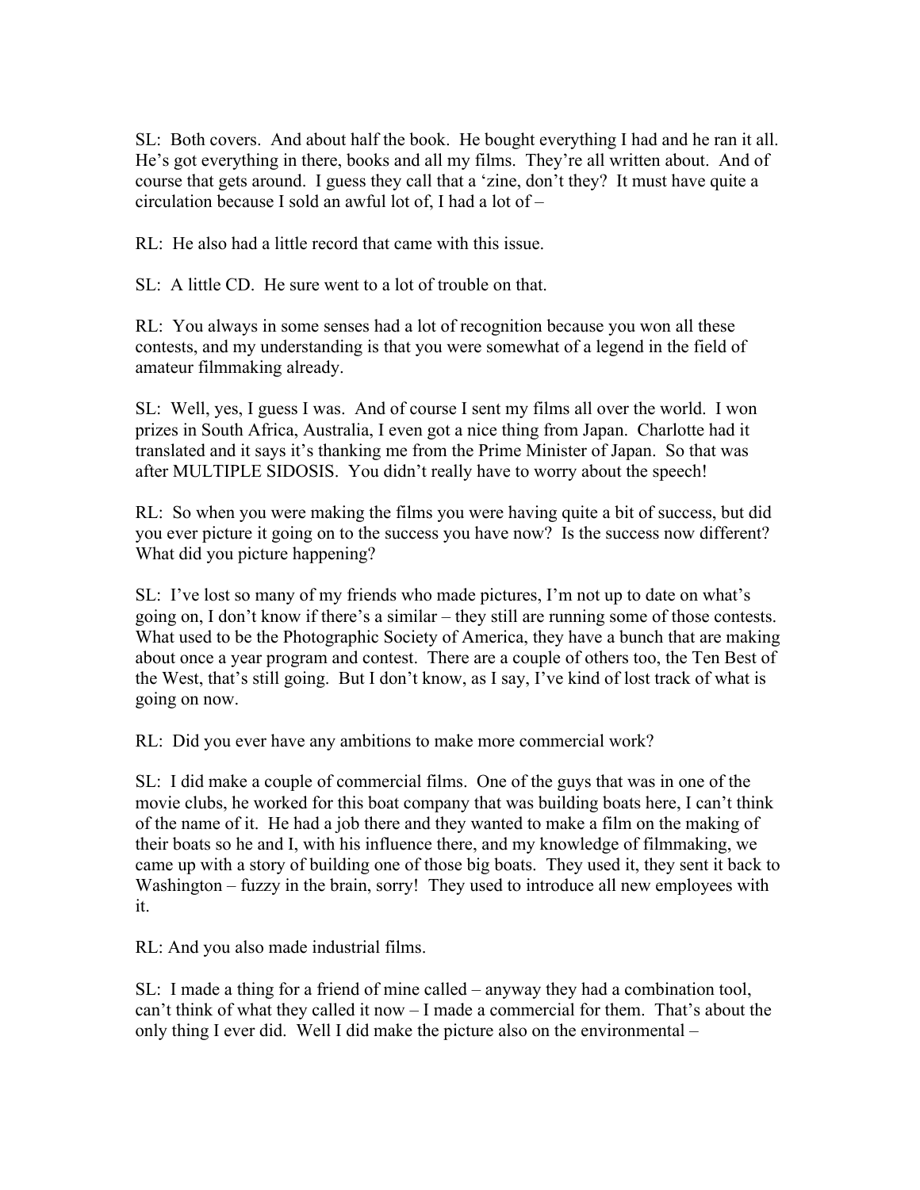SL: Both covers. And about half the book. He bought everything I had and he ran it all. He's got everything in there, books and all my films. They're all written about. And of course that gets around. I guess they call that a 'zine, don't they? It must have quite a circulation because I sold an awful lot of, I had a lot of –

RL: He also had a little record that came with this issue.

SL: A little CD. He sure went to a lot of trouble on that.

RL: You always in some senses had a lot of recognition because you won all these contests, and my understanding is that you were somewhat of a legend in the field of amateur filmmaking already.

SL: Well, yes, I guess I was. And of course I sent my films all over the world. I won prizes in South Africa, Australia, I even got a nice thing from Japan. Charlotte had it translated and it says it's thanking me from the Prime Minister of Japan. So that was after MULTIPLE SIDOSIS. You didn't really have to worry about the speech!

RL: So when you were making the films you were having quite a bit of success, but did you ever picture it going on to the success you have now? Is the success now different? What did you picture happening?

SL: I've lost so many of my friends who made pictures, I'm not up to date on what's going on, I don't know if there's a similar – they still are running some of those contests. What used to be the Photographic Society of America, they have a bunch that are making about once a year program and contest. There are a couple of others too, the Ten Best of the West, that's still going. But I don't know, as I say, I've kind of lost track of what is going on now.

RL: Did you ever have any ambitions to make more commercial work?

SL: I did make a couple of commercial films. One of the guys that was in one of the movie clubs, he worked for this boat company that was building boats here, I can't think of the name of it. He had a job there and they wanted to make a film on the making of their boats so he and I, with his influence there, and my knowledge of filmmaking, we came up with a story of building one of those big boats. They used it, they sent it back to Washington – fuzzy in the brain, sorry! They used to introduce all new employees with it.

RL: And you also made industrial films.

SL: I made a thing for a friend of mine called – anyway they had a combination tool, can't think of what they called it now – I made a commercial for them. That's about the only thing I ever did. Well I did make the picture also on the environmental –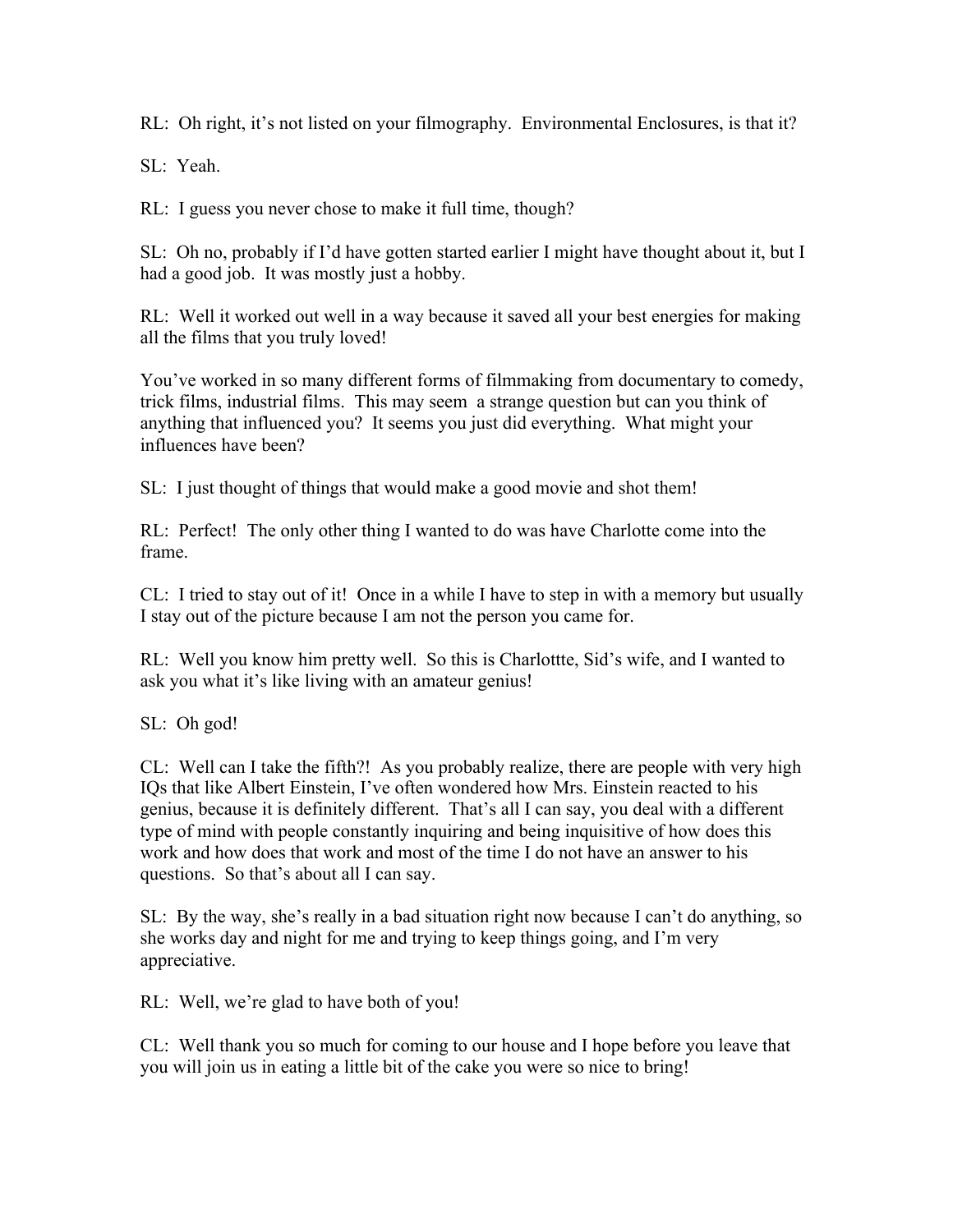RL: Oh right, it's not listed on your filmography. Environmental Enclosures, is that it?

SL: Yeah.

RL: I guess you never chose to make it full time, though?

SL: Oh no, probably if I'd have gotten started earlier I might have thought about it, but I had a good job. It was mostly just a hobby.

RL: Well it worked out well in a way because it saved all your best energies for making all the films that you truly loved!

You've worked in so many different forms of filmmaking from documentary to comedy, trick films, industrial films. This may seem a strange question but can you think of anything that influenced you? It seems you just did everything. What might your influences have been?

SL: I just thought of things that would make a good movie and shot them!

RL: Perfect! The only other thing I wanted to do was have Charlotte come into the frame.

CL: I tried to stay out of it! Once in a while I have to step in with a memory but usually I stay out of the picture because I am not the person you came for.

RL: Well you know him pretty well. So this is Charlottte, Sid's wife, and I wanted to ask you what it's like living with an amateur genius!

SL: Oh god!

CL: Well can I take the fifth?! As you probably realize, there are people with very high IQs that like Albert Einstein, I've often wondered how Mrs. Einstein reacted to his genius, because it is definitely different. That's all I can say, you deal with a different type of mind with people constantly inquiring and being inquisitive of how does this work and how does that work and most of the time I do not have an answer to his questions. So that's about all I can say.

SL: By the way, she's really in a bad situation right now because I can't do anything, so she works day and night for me and trying to keep things going, and I'm very appreciative.

RL: Well, we're glad to have both of you!

CL: Well thank you so much for coming to our house and I hope before you leave that you will join us in eating a little bit of the cake you were so nice to bring!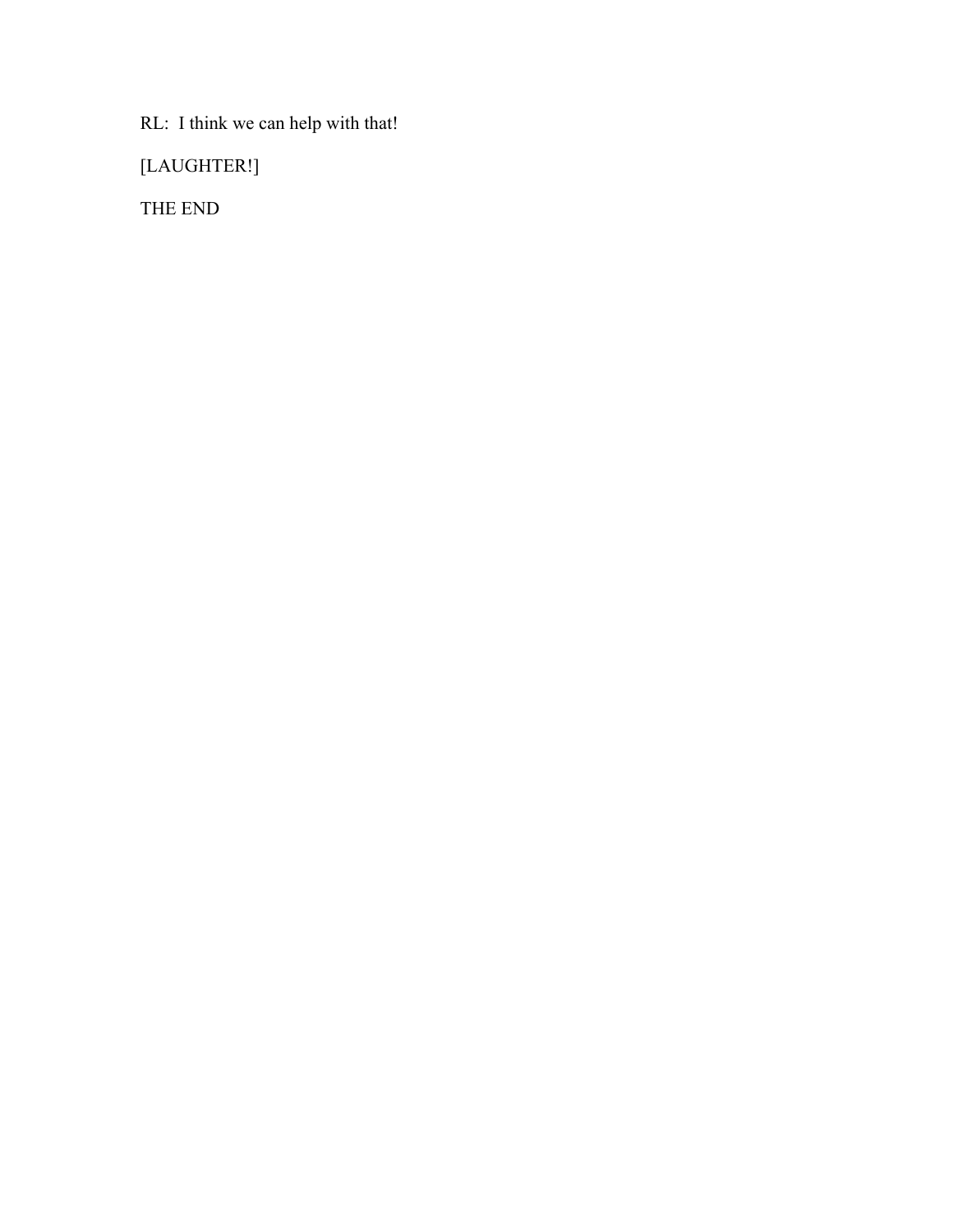RL:  I think we can help with that!

[LAUGHTER!]

THE END